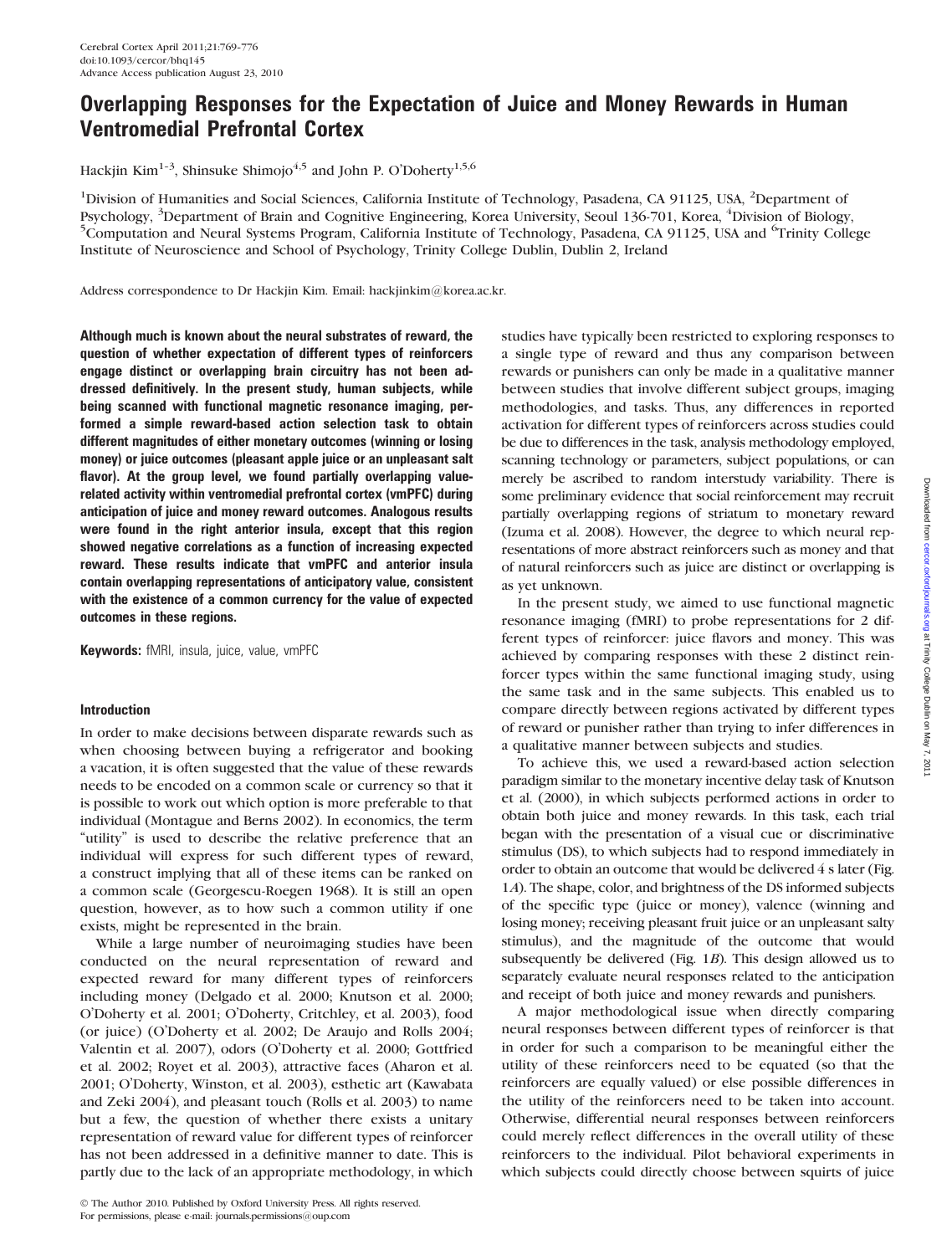# Overlapping Responses for the Expectation of Juice and Money Rewards in Human Ventromedial Prefrontal Cortex

Hackjin Kim[1-3], Shinsuke Shimojo[4,5] and John P. O'Doherty[1,5,6]

[1]Division of Humanities and Social Sciences, California Institute of Technology, Pasadena, CA 91125, USA, [2]Department of Psychology, [3]Department of Brain and Cognitive Engineering, Korea University, Seoul 136-701, Korea, [4]Division of Biology, [5]Computation and Neural Systems Program, California Institute of Technology, Pasadena, CA 91125, USA and [6]Trinity College Institute of Neuroscience and School of Psychology, Trinity College Dublin, Dublin 2, Ireland

Address correspondence to Dr Hackjin Kim. Email: hackjinkim@korea.ac.kr.

**Although much is known about the neural substrates of reward, the question of whether expectation of different types of reinforcers engage distinct or overlapping brain circuitry has not been addressed definitively. In the present study, human subjects, while being scanned with functional magnetic resonance imaging, performed a simple reward-based action selection task to obtain different magnitudes of either monetary outcomes (winning or losing money) or juice outcomes (pleasant apple juice or an unpleasant salt flavor). At the group level, we found partially overlapping value-related activity within ventromedial prefrontal cortex (vmPFC) during anticipation of juice and money reward outcomes. Analogous results were found in the right anterior insula, except that this region showed negative correlations as a function of increasing expected reward. These results indicate that vmPFC and anterior insula contain overlapping representations of anticipatory value, consistent with the existence of a common currency for the value of expected outcomes in these regions.**

**Keywords:** fMRI, insula, juice, value, vmPFC

## Introduction

In order to make decisions between disparate rewards such as when choosing between buying a refrigerator and booking a vacation, it is often suggested that the value of these rewards needs to be encoded on a common scale or currency so that it is possible to work out which option is more preferable to that individual (Montague and Berns 2002). In economics, the term "utility" is used to describe the relative preference that an individual will express for such different types of reward, a construct implying that all of these items can be ranked on a common scale (Georgescu-Roegen 1968). It is still an open question, however, as to how such a common utility if one exists, might be represented in the brain.

While a large number of neuroimaging studies have been conducted on the neural representation of reward and expected reward for many different types of reinforcers including money (Delgado et al. 2000; Knutson et al. 2000; O'Doherty et al. 2001; O'Doherty, Critchley, et al. 2003), food (or juice) (O'Doherty et al. 2002; De Araujo and Rolls 2004; Valentin et al. 2007), odors (O'Doherty et al. 2000; Gottfried et al. 2002; Royet et al. 2003), attractive faces (Aharon et al. 2001; O'Doherty, Winston, et al. 2003), esthetic art (Kawabata and Zeki 2004), and pleasant touch (Rolls et al. 2003) to name but a few, the question of whether there exists a unitary representation of reward value for different types of reinforcer has not been addressed in a definitive manner to date. This is partly due to the lack of an appropriate methodology, in which studies have typically been restricted to exploring responses to a single type of reward and thus any comparison between rewards or punishers can only be made in a qualitative manner between studies that involve different subject groups, imaging methodologies, and tasks. Thus, any differences in reported activation for different types of reinforcers across studies could be due to differences in the task, analysis methodology employed, scanning technology or parameters, subject populations, or can merely be ascribed to random interstudy variability. There is some preliminary evidence that social reinforcement may recruit partially overlapping regions of striatum to monetary reward (Izuma et al. 2008). However, the degree to which neural representations of more abstract reinforcers such as money and that of natural reinforcers such as juice are distinct or overlapping is as yet unknown.

In the present study, we aimed to use functional magnetic resonance imaging (fMRI) to probe representations for 2 different types of reinforcer: juice flavors and money. This was achieved by comparing responses with these 2 distinct reinforcer types within the same functional imaging study, using the same task and in the same subjects. This enabled us to compare directly between regions activated by different types of reward or punisher rather than trying to infer differences in a qualitative manner between subjects and studies.

To achieve this, we used a reward-based action selection paradigm similar to the monetary incentive delay task of Knutson et al. (2000), in which subjects performed actions in order to obtain both juice and money rewards. In this task, each trial began with the presentation of a visual cue or discriminative stimulus (DS), to which subjects had to respond immediately in order to obtain an outcome that would be delivered 4 s later (Fig. 1*A*). The shape, color, and brightness of the DS informed subjects of the specific type (juice or money), valence (winning and losing money; receiving pleasant fruit juice or an unpleasant salty stimulus), and the magnitude of the outcome that would subsequently be delivered (Fig. 1*B*). This design allowed us to separately evaluate neural responses related to the anticipation and receipt of both juice and money rewards and punishers.

A major methodological issue when directly comparing neural responses between different types of reinforcer is that in order for such a comparison to be meaningful either the utility of these reinforcers need to be equated (so that the reinforcers are equally valued) or else possible differences in the utility of the reinforcers need to be taken into account. Otherwise, differential neural responses between reinforcers could merely reflect differences in the overall utility of these reinforcers to the individual. Pilot behavioral experiments in which subjects could directly choose between squirts of juice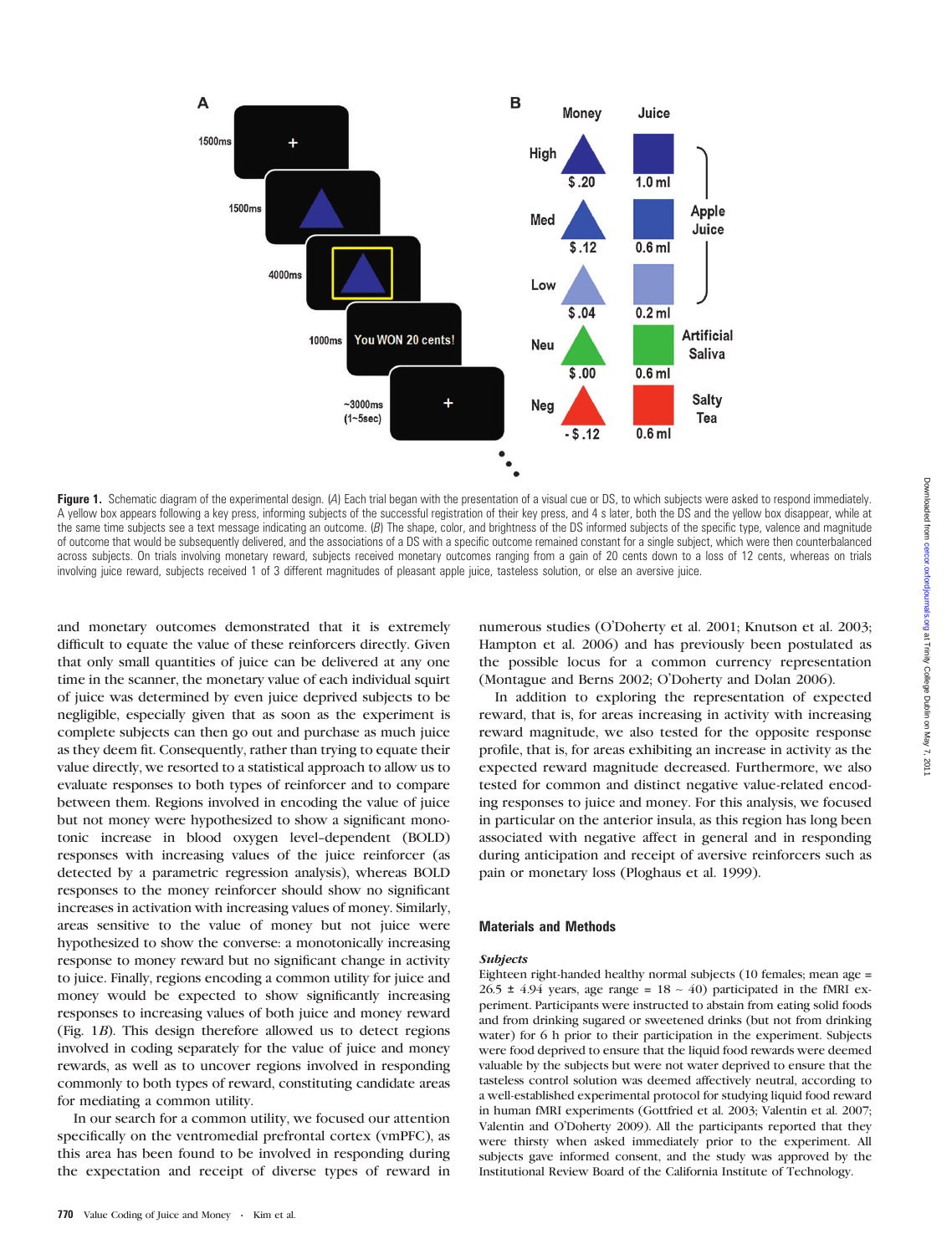**Figure 1.** Schematic diagram of the experimental design. (*A*) Each trial began with the presentation of a visual cue or DS, to which subjects were asked to respond immediately. A yellow box appears following a key press, informing subjects of the successful registration of their key press, and 4 s later, both the DS and the yellow box disappear, while at the same time subjects see a text message indicating an outcome. (*B*) The shape, color, and brightness of the DS informed subjects of the specific type, valence and magnitude of outcome that would be subsequently delivered, and the associations of a DS with a specific outcome remained constant for a single subject, which were then counterbalanced across subjects. On trials involving monetary reward, subjects received monetary outcomes ranging from a gain of 20 cents down to a loss of 12 cents, whereas on trials involving juice reward, subjects received 1 of 3 different magnitudes of pleasant apple juice, tasteless solution, or else an aversive juice.

and monetary outcomes demonstrated that it is extremely difficult to equate the value of these reinforcers directly. Given that only small quantities of juice can be delivered at any one time in the scanner, the monetary value of each individual squirt of juice was determined by even juice deprived subjects to be negligible, especially given that as soon as the experiment is complete subjects can then go out and purchase as much juice as they deem fit. Consequently, rather than trying to equate their value directly, we resorted to a statistical approach to allow us to evaluate responses to both types of reinforcer and to compare between them. Regions involved in encoding the value of juice but not money were hypothesized to show a significant monotonic increase in blood oxygen level–dependent (BOLD) responses with increasing values of the juice reinforcer (as detected by a parametric regression analysis), whereas BOLD responses to the money reinforcer should show no significant increases in activation with increasing values of money. Similarly, areas sensitive to the value of money but not juice were hypothesized to show the converse: a monotonically increasing response to money reward but no significant change in activity to juice. Finally, regions encoding a common utility for juice and money would be expected to show significantly increasing responses to increasing values of both juice and money reward (Fig. 1*B*). This design therefore allowed us to detect regions involved in coding separately for the value of juice and money rewards, as well as to uncover regions involved in responding commonly to both types of reward, constituting candidate areas for mediating a common utility.

In our search for a common utility, we focused our attention specifically on the ventromedial prefrontal cortex (vmPFC), as this area has been found to be involved in responding during the expectation and receipt of diverse types of reward in numerous studies (O'Doherty et al. 2001; Knutson et al. 2003; Hampton et al. 2006) and has previously been postulated as the possible locus for a common currency representation (Montague and Berns 2002; O'Doherty and Dolan 2006).

In addition to exploring the representation of expected reward, that is, for areas increasing in activity with increasing reward magnitude, we also tested for the opposite response profile, that is, for areas exhibiting an increase in activity as the expected reward magnitude decreased. Furthermore, we also tested for common and distinct negative value-related encoding responses to juice and money. For this analysis, we focused in particular on the anterior insula, as this region has long been associated with negative affect in general and in responding during anticipation and receipt of aversive reinforcers such as pain or monetary loss (Ploghaus et al. 1999).

## Materials and Methods

### *Subjects*

Eighteen right-handed healthy normal subjects (10 females; mean age = 26.5 ± 4.94 years, age range = 18 ~ 40) participated in the fMRI experiment. Participants were instructed to abstain from eating solid foods and from drinking sugared or sweetened drinks (but not from drinking water) for 6 h prior to their participation in the experiment. Subjects were food deprived to ensure that the liquid food rewards were deemed valuable by the subjects but were not water deprived to ensure that the tasteless control solution was deemed affectively neutral, according to a well-established experimental protocol for studying liquid food reward in human fMRI experiments (Gottfried et al. 2003; Valentin et al. 2007; Valentin and O'Doherty 2009). All the participants reported that they were thirsty when asked immediately prior to the experiment. All subjects gave informed consent, and the study was approved by the Institutional Review Board of the California Institute of Technology.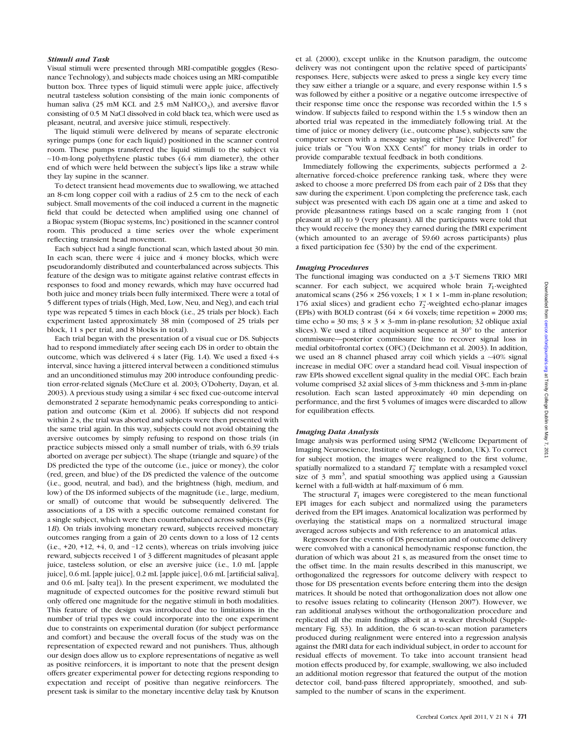### *Stimuli and Task*

Visual stimuli were presented through MRI-compatible goggles (Resonance Technology), and subjects made choices using an MRI-compatible button box. Three types of liquid stimuli were apple juice, affectively neutral tasteless solution consisting of the main ionic components of human saliva (25 mM KCL and 2.5 mM $NaHCO_3$), and aversive flavor consisting of 0.5 M NaCl dissolved in cold black tea, which were used as pleasant, neutral, and aversive juice stimuli, respectively.

The liquid stimuli were delivered by means of separate electronic syringe pumps (one for each liquid) positioned in the scanner control room. These pumps transferred the liquid stimuli to the subject via ~10-m-long polyethylene plastic tubes (6.4 mm diameter), the other end of which were held between the subject's lips like a straw while they lay supine in the scanner.

To detect transient head movements due to swallowing, we attached an 8-cm long copper coil with a radius of 2.5 cm to the neck of each subject. Small movements of the coil induced a current in the magnetic field that could be detected when amplified using one channel of a Biopac system (Biopac systems, Inc) positioned in the scanner control room. This produced a time series over the whole experiment reflecting transient head movement.

Each subject had a single functional scan, which lasted about 30 min. In each scan, there were 4 juice and 4 money blocks, which were pseudorandomly distributed and counterbalanced across subjects. This feature of the design was to mitigate against relative contrast effects in responses to food and money rewards, which may have occurred had both juice and money trials been fully intermixed. There were a total of 5 different types of trials (High, Med, Low, Neu, and Neg), and each trial type was repeated 5 times in each block (i.e., 25 trials per block). Each experiment lasted approximately 38 min (composed of 25 trials per block, 11 s per trial, and 8 blocks in total).

Each trial began with the presentation of a visual cue or DS. Subjects had to respond immediately after seeing each DS in order to obtain the outcome, which was delivered 4 s later (Fig. 1*A*). We used a fixed 4-s interval, since having a jittered interval between a conditioned stimulus and an unconditioned stimulus may 200 introduce confounding prediction error-related signals (McClure et al. 2003; O'Doherty, Dayan, et al. 2003). A previous study using a similar 4 sec fixed cue-outcome interval demonstrated 2 separate hemodynamic peaks corresponding to anticipation and outcome (Kim et al. 2006). If subjects did not respond within 2 s, the trial was aborted and subjects were then presented with the same trial again. In this way, subjects could not avoid obtaining the aversive outcomes by simply refusing to respond on those trials (in practice subjects missed only a small number of trials, with 6.39 trials aborted on average per subject). The shape (triangle and square) of the DS predicted the type of the outcome (i.e., juice or money), the color (red, green, and blue) of the DS predicted the valence of the outcome (i.e., good, neutral, and bad), and the brightness (high, medium, and low) of the DS informed subjects of the magnitude (i.e., large, medium, or small) of outcome that would be subsequently delivered. The associations of a DS with a specific outcome remained constant for a single subject, which were then counterbalanced across subjects (Fig. 1*B*). On trials involving monetary reward, subjects received monetary outcomes ranging from a gain of 20 cents down to a loss of 12 cents (i.e., +20, +12, +4, 0, and −12 cents), whereas on trials involving juice reward, subjects received 1 of 3 different magnitudes of pleasant apple juice, tasteless solution, or else an aversive juice (i.e., 1.0 mL [apple juice], 0.6 mL [apple juice], 0.2 mL [apple juice], 0.6 mL [artificial saliva], and 0.6 mL [salty tea]). In the present experiment, we modulated the magnitude of expected outcomes for the positive reward stimuli but only offered one magnitude for the negative stimuli in both modalities. This feature of the design was introduced due to limitations in the number of trial types we could incorporate into the one experiment due to constraints on experimental duration (for subject performance and comfort) and because the overall focus of the study was on the representation of expected reward and not punishers. Thus, although our design does allow us to explore representations of negative as well as positive reinforcers, it is important to note that the present design offers greater experimental power for detecting regions responding to expectation and receipt of positive than negative reinforcers. The present task is similar to the monetary incentive delay task by Knutson et al. (2000), except unlike in the Knutson paradigm, the outcome delivery was not contingent upon the relative speed of participants' responses. Here, subjects were asked to press a single key every time they saw either a triangle or a square, and every response within 1.5 s was followed by either a positive or a negative outcome irrespective of their response time once the response was recorded within the 1.5 s window. If subjects failed to respond within the 1.5 s window then an aborted trial was repeated in the immediately following trial. At the time of juice or money delivery (i.e., outcome phase), subjects saw the computer screen with a message saying either "Juice Delivered!" for juice trials or "You Won XXX Cents!" for money trials in order to provide comparable textual feedback in both conditions.

Immediately following the experiments, subjects performed a 2-alternative forced-choice preference ranking task, where they were asked to choose a more preferred DS from each pair of 2 DSs that they saw during the experiment. Upon completing the preference task, each subject was presented with each DS again one at a time and asked to provide pleasantness ratings based on a scale ranging from 1 (not pleasant at all) to 9 (very pleasant). All the participants were told that they would receive the money they earned during the fMRI experiment (which amounted to an average of \$9.60 across participants) plus a fixed participation fee (\$30) by the end of the experiment.

### *Imaging Procedures*

The functional imaging was conducted on a 3-T Siemens TRIO MRI scanner. For each subject, we acquired whole brain $T_1$-weighted anatomical scans (256 × 256 voxels; 1 × 1 × 1–mm in-plane resolution; 176 axial slices) and gradient echo $T_2^*$-weighted echo-planar images (EPIs) with BOLD contrast (64 × 64 voxels; time repetition = 2000 ms; time echo = 30 ms; 3 × 3 × 3–mm in-plane resolution; 32 oblique axial slices). We used a tilted acquisition sequence at 30° to the anterior commissure—posterior commissure line to recover signal loss in medial orbitofrontal cortex (OFC) (Deichmann et al. 2003). In addition, we used an 8 channel phased array coil which yields a ~40% signal increase in medial OFC over a standard head coil. Visual inspection of raw EPIs showed excellent signal quality in the medial OFC. Each brain volume comprised 32 axial slices of 3-mm thickness and 3-mm in-plane resolution. Each scan lasted approximately 40 min depending on performance, and the first 5 volumes of images were discarded to allow for equilibration effects.

### *Imaging Data Analysis*

Image analysis was performed using SPM2 (Wellcome Department of Imaging Neuroscience, Institute of Neurology, London, UK). To correct for subject motion, the images were realigned to the first volume, spatially normalized to a standard $T_2^*$ template with a resampled voxel size of 3 $mm^3$, and spatial smoothing was applied using a Gaussian kernel with a full-width at half-maximum of 6 mm.

The structural $T_1$ images were coregistered to the mean functional EPI images for each subject and normalized using the parameters derived from the EPI images. Anatomical localization was performed by overlaying the statistical maps on a normalized structural image averaged across subjects and with reference to an anatomical atlas.

Regressors for the events of DS presentation and of outcome delivery were convolved with a canonical hemodynamic response function, the duration of which was about 21 s, as measured from the onset time to the offset time. In the main results described in this manuscript, we orthogonalized the regressors for outcome delivery with respect to those for DS presentation events before entering them into the design matrices. It should be noted that orthogonalization does not allow one to resolve issues relating to colinearity (Henson 2007). However, we ran additional analyses without the orthogonalization procedure and replicated all the main findings albeit at a weaker threshold (Supplementary Fig. S3). In addition, the 6 scan-to-scan motion parameters produced during realignment were entered into a regression analysis against the fMRI data for each individual subject, in order to account for residual effects of movement. To take into account transient head motion effects produced by, for example, swallowing, we also included an additional motion regressor that featured the output of the motion detector coil, band-pass filtered appropriately, smoothed, and subsampled to the number of scans in the experiment.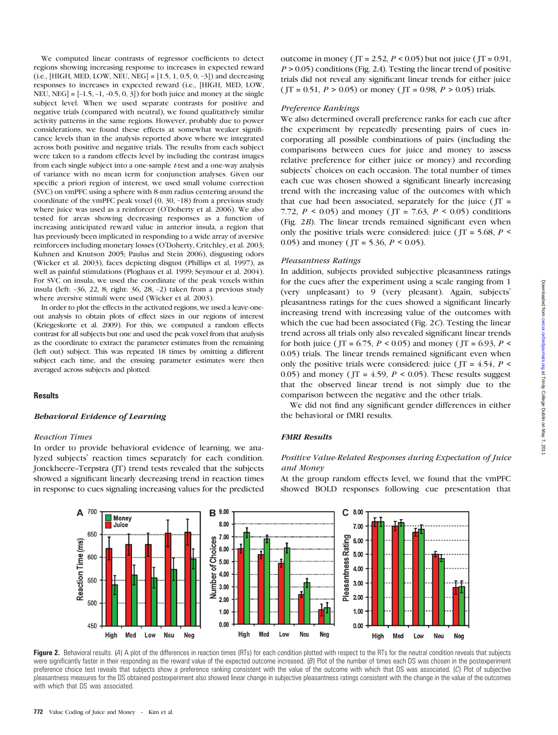We computed linear contrasts of regressor coefficients to detect regions showing increasing response to increases in expected reward (i.e., [HIGH, MED, LOW, NEU, NEG] = [1.5, 1, 0.5, 0, −3]) and decreasing responses to increases in expected reward (i.e., [HIGH, MED, LOW, NEU, NEG] = [−1.5, −1, −0.5, 0, 3]) for both juice and money at the single subject level. When we used separate contrasts for positive and negative trials (compared with neutral), we found qualitatively similar activity patterns in the same regions. However, probably due to power considerations, we found these effects at somewhat weaker significance levels than in the analysis reported above where we integrated across both positive and negative trials. The results from each subject were taken to a random effects level by including the contrast images from each single subject into a one-sample *t*-test and a one-way analysis of variance with no mean term for conjunction analyses. Given our specific a priori region of interest, we used small volume correction (SVC) on vmPFC using a sphere with 8-mm radius centering around the coordinate of the vmPFC peak voxel (0, 30, −18) from a previous study where juice was used as a reinforcer (O'Doherty et al. 2006). We also tested for areas showing decreasing responses as a function of increasing anticipated reward value in anterior insula, a region that has previously been implicated in responding to a wide array of aversive reinforcers including monetary losses (O'Doherty, Critchley, et al. 2003; Kuhnen and Knutson 2005; Paulus and Stein 2006), disgusting odors (Wicker et al. 2003), faces depicting disgust (Phillips et al. 1997), as well as painful stimulations (Ploghaus et al. 1999; Seymour et al. 2004). For SVC on insula, we used the coordinate of the peak voxels within insula (left: −36, 22, 8; right: 36, 28, −2) taken from a previous study where aversive stimuli were used (Wicker et al. 2003).

In order to plot the effects in the activated regions, we used a leave-one-out analysis to obtain plots of effect sizes in our regions of interest (Kriegeskorte et al. 2009). For this, we computed a random effects contrast for all subjects but one and used the peak voxel from that analysis as the coordinate to extract the parameter estimates from the remaining (left out) subject. This was repeated 18 times by omitting a different subject each time, and the ensuing parameter estimates were then averaged across subjects and plotted.

## Results

### *Behavioral Evidence of Learning*

#### *Reaction Times*

In order to provide behavioral evidence of learning, we analyzed subjects' reaction times separately for each condition. Jonckheere–Terpstra (JT) trend tests revealed that the subjects showed a significant linearly decreasing trend in reaction times in response to cues signaling increasing values for the predicted outcome in money (JT = 2.52, $P < 0.05$) but not juice (JT = 0.91, $P > 0.05$) conditions (Fig. 2*A*). Testing the linear trend of positive trials did not reveal any significant linear trends for either juice (JT = 0.51, $P > 0.05$) or money (JT = 0.98, $P > 0.05$) trials.

#### *Preference Rankings*

We also determined overall preference ranks for each cue after the experiment by repeatedly presenting pairs of cues incorporating all possible combinations of pairs (including the comparisons between cues for juice and money to assess relative preference for either juice or money) and recording subjects' choices on each occasion. The total number of times each cue was chosen showed a significant linearly increasing trend with the increasing value of the outcomes with which that cue had been associated, separately for the juice (JT = 7.72, $P < 0.05$) and money (JT = 7.63, $P < 0.05$) conditions (Fig. 2*B*). The linear trends remained significant even when only the positive trials were considered: juice (JT = 5.68, $P < 0.05$) and money (JT = 5.36, $P < 0.05$).

#### *Pleasantness Ratings*

In addition, subjects provided subjective pleasantness ratings for the cues after the experiment using a scale ranging from 1 (very unpleasant) to 9 (very pleasant). Again, subjects' pleasantness ratings for the cues showed a significant linearly increasing trend with increasing value of the outcomes with which the cue had been associated (Fig. 2*C*). Testing the linear trend across all trials only also revealed significant linear trends for both juice (JT = 6.75, $P < 0.05$) and money (JT = 6.93, $P < 0.05$) trials. The linear trends remained significant even when only the positive trials were considered: juice (JT = 4.54, $P < 0.05$) and money (JT = 4.59, $P < 0.05$). These results suggest that the observed linear trend is not simply due to the comparison between the negative and the other trials.

We did not find any significant gender differences in either the behavioral or fMRI results.

### *FMRI Results*

#### *Positive Value-Related Responses during Expectation of Juice and Money*

At the group random effects level, we found that the vmPFC showed BOLD responses following cue presentation that

**Figure 2.** Behavioral results. (*A*) A plot of the differences in reaction times (RTs) for each condition plotted with respect to the RTs for the neutral condition reveals that subjects were significantly faster in their responding as the reward value of the expected outcome increased. (*B*) Plot of the number of times each DS was chosen in the postexperiment preference choice test reveals that subjects show a preference ranking consistent with the value of the outcome with which that DS was associated. (*C*) Plot of subjective pleasantness measures for the DS obtained postexperiment also showed linear change in subjective pleasantness ratings consistent with the change in the value of the outcomes with which that DS was associated.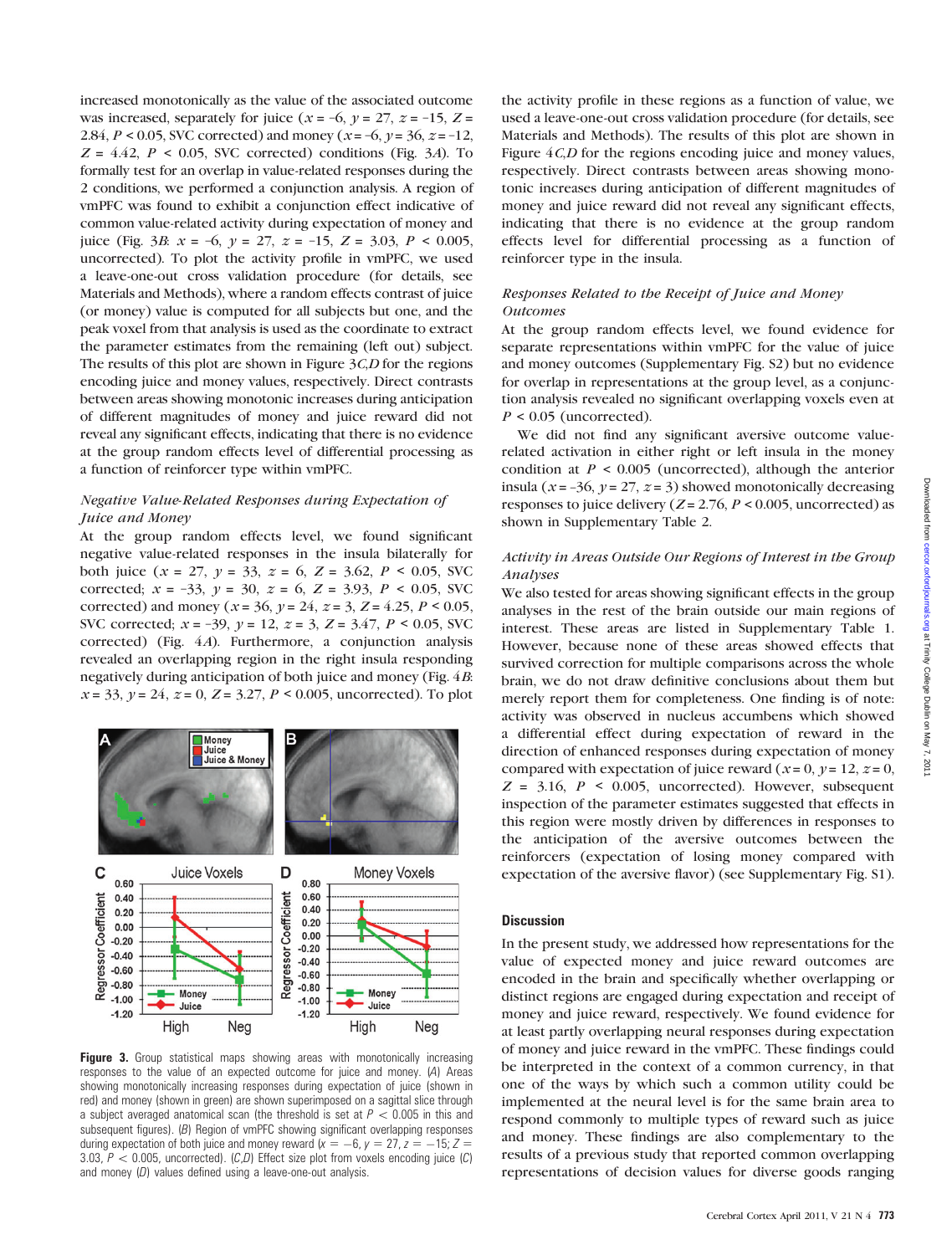increased monotonically as the value of the associated outcome was increased, separately for juice ($x$ = −6, $y$ = 27, $z$ = −15, $Z$ = 2.84, $P$ < 0.05, SVC corrected) and money ($x$ = −6, $y$ = 36, $z$ = −12, $Z$ = 4.42, $P$ < 0.05, SVC corrected) conditions (Fig. 3A). To formally test for an overlap in value-related responses during the 2 conditions, we performed a conjunction analysis. A region of vmPFC was found to exhibit a conjunction effect indicative of common value-related activity during expectation of money and juice (Fig. 3B: $x$ = −6, $y$ = 27, $z$ = −15, $Z$ = 3.03, $P$ < 0.005, uncorrected). To plot the activity profile in vmPFC, we used a leave-one-out cross validation procedure (for details, see Materials and Methods), where a random effects contrast of juice (or money) value is computed for all subjects but one, and the peak voxel from that analysis is used as the coordinate to extract the parameter estimates from the remaining (left out) subject. The results of this plot are shown in Figure 3C,D for the regions encoding juice and money values, respectively. Direct contrasts between areas showing monotonic increases during anticipation of different magnitudes of money and juice reward did not reveal any significant effects, indicating that there is no evidence at the group random effects level of differential processing as a function of reinforcer type within vmPFC.

### *Negative Value-Related Responses during Expectation of Juice and Money*

At the group random effects level, we found significant negative value-related responses in the insula bilaterally for both juice ($x$ = 27, $y$ = 33, $z$ = 6, $Z$ = 3.62, $P$ < 0.05, SVC corrected; $x$ = −33, $y$ = 30, $z$ = 6, $Z$ = 3.93, $P$ < 0.05, SVC corrected) and money ($x$ = 36, $y$ = 24, $z$ = 3, $Z$ = 4.25, $P$ < 0.05, SVC corrected; $x$ = −39, $y$ = 12, $z$ = 3, $Z$ = 3.47, $P$ < 0.05, SVC corrected) (Fig. 4A). Furthermore, a conjunction analysis revealed an overlapping region in the right insula responding negatively during anticipation of both juice and money (Fig. 4B: $x$ = 33, $y$ = 24, $z$ = 0, $Z$ = 3.27, $P$ < 0.005, uncorrected). To plot the activity profile in these regions as a function of value, we used a leave-one-out cross validation procedure (for details, see Materials and Methods). The results of this plot are shown in Figure 4C,D for the regions encoding juice and money values, respectively. Direct contrasts between areas showing monotonic increases during anticipation of different magnitudes of money and juice reward did not reveal any significant effects, indicating that there is no evidence at the group random effects level for differential processing as a function of reinforcer type in the insula.

**Figure 3.** Group statistical maps showing areas with monotonically increasing responses to the value of an expected outcome for juice and money. (A) Areas showing monotonically increasing responses during expectation of juice (shown in red) and money (shown in green) are shown superimposed on a sagittal slice through a subject averaged anatomical scan (the threshold is set at $P < 0.005$ in this and subsequent figures). (B) Region of vmPFC showing significant overlapping responses during expectation of both juice and money reward ($x = -6$, $y = 27$, $z = -15$; $Z = 3.03$, $P < 0.005$, uncorrected). (C,D) Effect size plot from voxels encoding juice (C) and money (D) values defined using a leave-one-out analysis.

### *Responses Related to the Receipt of Juice and Money Outcomes*

At the group random effects level, we found evidence for separate representations within vmPFC for the value of juice and money outcomes (Supplementary Fig. S2) but no evidence for overlap in representations at the group level, as a conjunction analysis revealed no significant overlapping voxels even at $P$ < 0.05 (uncorrected).

We did not find any significant aversive outcome value-related activation in either right or left insula in the money condition at $P$ < 0.005 (uncorrected), although the anterior insula ($x$ = −36, $y$ = 27, $z$ = 3) showed monotonically decreasing responses to juice delivery ($Z$ = 2.76, $P$ < 0.005, uncorrected) as shown in Supplementary Table 2.

### *Activity in Areas Outside Our Regions of Interest in the Group Analyses*

We also tested for areas showing significant effects in the group analyses in the rest of the brain outside our main regions of interest. These areas are listed in Supplementary Table 1. However, because none of these areas showed effects that survived correction for multiple comparisons across the whole brain, we do not draw definitive conclusions about them but merely report them for completeness. One finding is of note: activity was observed in nucleus accumbens which showed a differential effect during expectation of reward in the direction of enhanced responses during expectation of money compared with expectation of juice reward ($x$ = 0, $y$ = 12, $z$ = 0, $Z$ = 3.16, $P$ < 0.005, uncorrected). However, subsequent inspection of the parameter estimates suggested that effects in this region were mostly driven by differences in responses to the anticipation of the aversive outcomes between the reinforcers (expectation of losing money compared with expectation of the aversive flavor) (see Supplementary Fig. S1).

## Discussion

In the present study, we addressed how representations for the value of expected money and juice reward outcomes are encoded in the brain and specifically whether overlapping or distinct regions are engaged during expectation and receipt of money and juice reward, respectively. We found evidence for at least partly overlapping neural responses during expectation of money and juice reward in the vmPFC. These findings could be interpreted in the context of a common currency, in that one of the ways by which such a common utility could be implemented at the neural level is for the same brain area to respond commonly to multiple types of reward such as juice and money. These findings are also complementary to the results of a previous study that reported common overlapping representations of decision values for diverse goods ranging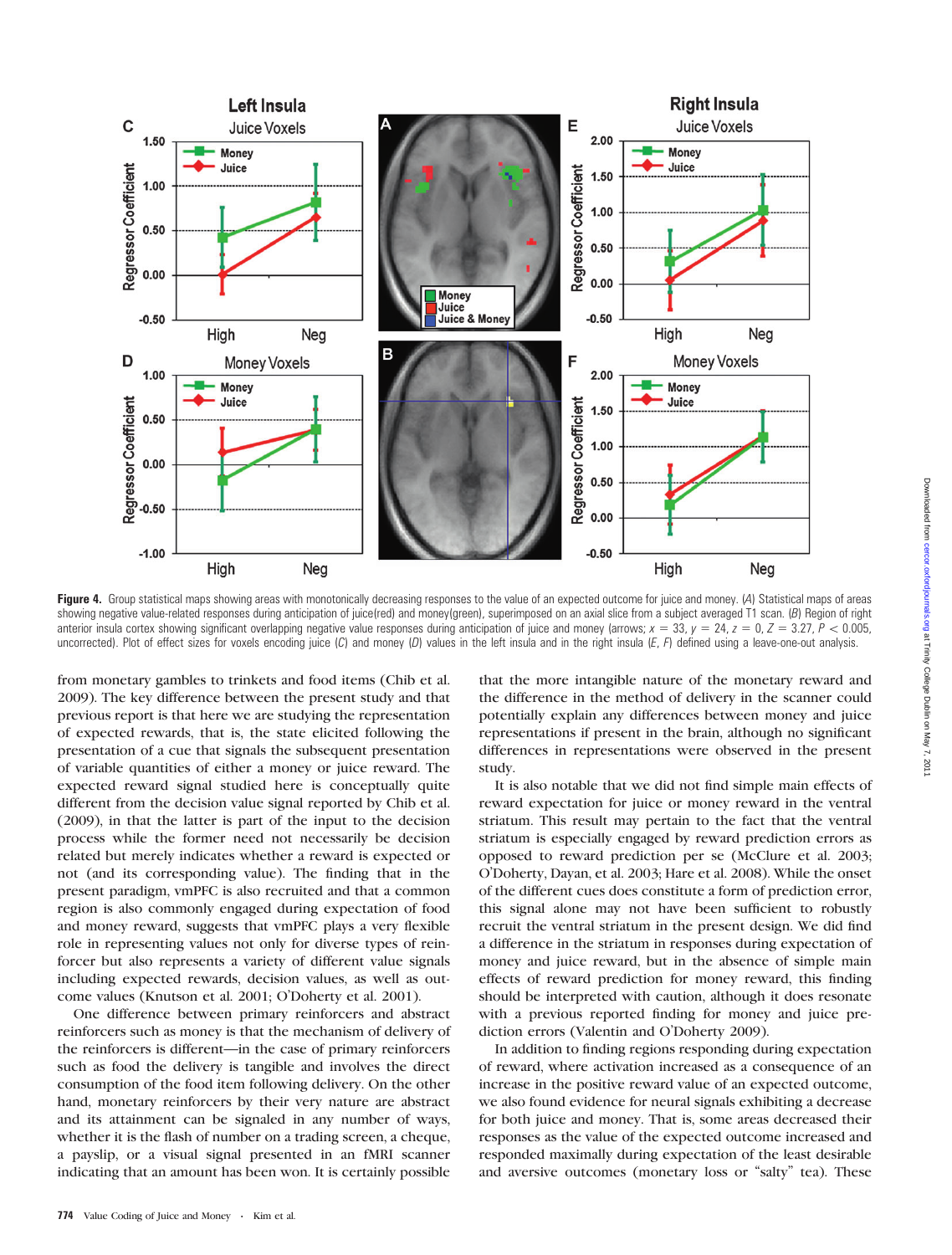**Figure 4.** Group statistical maps showing areas with monotonically decreasing responses to the value of an expected outcome for juice and money. (*A*) Statistical maps of areas showing negative value-related responses during anticipation of juice(red) and money(green), superimposed on an axial slice from a subject averaged T1 scan. (*B*) Region of right anterior insula cortex showing significant overlapping negative value responses during anticipation of juice and money (arrows; $x = 33$, $y = 24$, $z = 0$, $Z = 3.27$, $P < 0.005$, uncorrected). Plot of effect sizes for voxels encoding juice (*C*) and money (*D*) values in the left insula and in the right insula (*E*, *F*) defined using a leave-one-out analysis.

from monetary gambles to trinkets and food items (Chib et al. 2009). The key difference between the present study and that previous report is that here we are studying the representation of expected rewards, that is, the state elicited following the presentation of a cue that signals the subsequent presentation of variable quantities of either a money or juice reward. The expected reward signal studied here is conceptually quite different from the decision value signal reported by Chib et al. (2009), in that the latter is part of the input to the decision process while the former need not necessarily be decision related but merely indicates whether a reward is expected or not (and its corresponding value). The finding that in the present paradigm, vmPFC is also recruited and that a common region is also commonly engaged during expectation of food and money reward, suggests that vmPFC plays a very flexible role in representing values not only for diverse types of reinforcer but also represents a variety of different value signals including expected rewards, decision values, as well as outcome values (Knutson et al. 2001; O'Doherty et al. 2001).

One difference between primary reinforcers and abstract reinforcers such as money is that the mechanism of delivery of the reinforcers is different—in the case of primary reinforcers such as food the delivery is tangible and involves the direct consumption of the food item following delivery. On the other hand, monetary reinforcers by their very nature are abstract and its attainment can be signaled in any number of ways, whether it is the flash of number on a trading screen, a cheque, a payslip, or a visual signal presented in an fMRI scanner indicating that an amount has been won. It is certainly possible that the more intangible nature of the monetary reward and the difference in the method of delivery in the scanner could potentially explain any differences between money and juice representations if present in the brain, although no significant differences in representations were observed in the present study.

It is also notable that we did not find simple main effects of reward expectation for juice or money reward in the ventral striatum. This result may pertain to the fact that the ventral striatum is especially engaged by reward prediction errors as opposed to reward prediction per se (McClure et al. 2003; O'Doherty, Dayan, et al. 2003; Hare et al. 2008). While the onset of the different cues does constitute a form of prediction error, this signal alone may not have been sufficient to robustly recruit the ventral striatum in the present design. We did find a difference in the striatum in responses during expectation of money and juice reward, but in the absence of simple main effects of reward prediction for money reward, this finding should be interpreted with caution, although it does resonate with a previous reported finding for money and juice prediction errors (Valentin and O'Doherty 2009).

In addition to finding regions responding during expectation of reward, where activation increased as a consequence of an increase in the positive reward value of an expected outcome, we also found evidence for neural signals exhibiting a decrease for both juice and money. That is, some areas decreased their responses as the value of the expected outcome increased and responded maximally during expectation of the least desirable and aversive outcomes (monetary loss or "salty" tea). These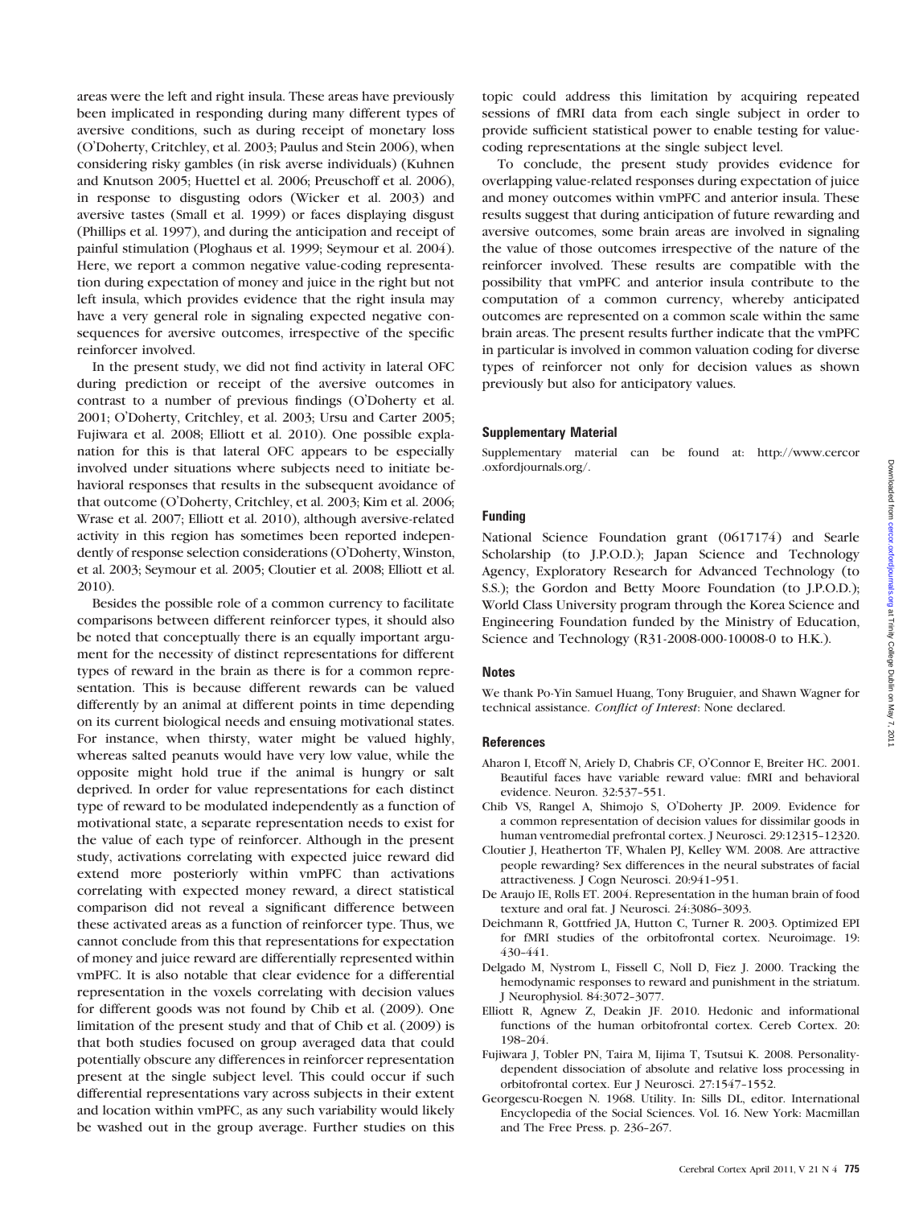areas were the left and right insula. These areas have previously been implicated in responding during many different types of aversive conditions, such as during receipt of monetary loss (O'Doherty, Critchley, et al. 2003; Paulus and Stein 2006), when considering risky gambles (in risk averse individuals) (Kuhnen and Knutson 2005; Huettel et al. 2006; Preuschoff et al. 2006), in response to disgusting odors (Wicker et al. 2003) and aversive tastes (Small et al. 1999) or faces displaying disgust (Phillips et al. 1997), and during the anticipation and receipt of painful stimulation (Ploghaus et al. 1999; Seymour et al. 2004). Here, we report a common negative value-coding representation during expectation of money and juice in the right but not left insula, which provides evidence that the right insula may have a very general role in signaling expected negative consequences for aversive outcomes, irrespective of the specific reinforcer involved.

In the present study, we did not find activity in lateral OFC during prediction or receipt of the aversive outcomes in contrast to a number of previous findings (O'Doherty et al. 2001; O'Doherty, Critchley, et al. 2003; Ursu and Carter 2005; Fujiwara et al. 2008; Elliott et al. 2010). One possible explanation for this is that lateral OFC appears to be especially involved under situations where subjects need to initiate behavioral responses that results in the subsequent avoidance of that outcome (O'Doherty, Critchley, et al. 2003; Kim et al. 2006; Wrase et al. 2007; Elliott et al. 2010), although aversive-related activity in this region has sometimes been reported independently of response selection considerations (O'Doherty, Winston, et al. 2003; Seymour et al. 2005; Cloutier et al. 2008; Elliott et al. 2010).

Besides the possible role of a common currency to facilitate comparisons between different reinforcer types, it should also be noted that conceptually there is an equally important argument for the necessity of distinct representations for different types of reward in the brain as there is for a common representation. This is because different rewards can be valued differently by an animal at different points in time depending on its current biological needs and ensuing motivational states. For instance, when thirsty, water might be valued highly, whereas salted peanuts would have very low value, while the opposite might hold true if the animal is hungry or salt deprived. In order for value representations for each distinct type of reward to be modulated independently as a function of motivational state, a separate representation needs to exist for the value of each type of reinforcer. Although in the present study, activations correlating with expected juice reward did extend more posteriorly within vmPFC than activations correlating with expected money reward, a direct statistical comparison did not reveal a significant difference between these activated areas as a function of reinforcer type. Thus, we cannot conclude from this that representations for expectation of money and juice reward are differentially represented within vmPFC. It is also notable that clear evidence for a differential representation in the voxels correlating with decision values for different goods was not found by Chib et al. (2009). One limitation of the present study and that of Chib et al. (2009) is that both studies focused on group averaged data that could potentially obscure any differences in reinforcer representation present at the single subject level. This could occur if such differential representations vary across subjects in their extent and location within vmPFC, as any such variability would likely be washed out in the group average. Further studies on this topic could address this limitation by acquiring repeated sessions of fMRI data from each single subject in order to provide sufficient statistical power to enable testing for value-coding representations at the single subject level.

To conclude, the present study provides evidence for overlapping value-related responses during expectation of juice and money outcomes within vmPFC and anterior insula. These results suggest that during anticipation of future rewarding and aversive outcomes, some brain areas are involved in signaling the value of those outcomes irrespective of the nature of the reinforcer involved. These results are compatible with the possibility that vmPFC and anterior insula contribute to the computation of a common currency, whereby anticipated outcomes are represented on a common scale within the same brain areas. The present results further indicate that the vmPFC in particular is involved in common valuation coding for diverse types of reinforcer not only for decision values as shown previously but also for anticipatory values.

## Supplementary Material

Supplementary material can be found at: http://www.cercor.oxfordjournals.org/.

## Funding

National Science Foundation grant (0617174) and Searle Scholarship (to J.P.O.D.); Japan Science and Technology Agency, Exploratory Research for Advanced Technology (to S.S.); the Gordon and Betty Moore Foundation (to J.P.O.D.); World Class University program through the Korea Science and Engineering Foundation funded by the Ministry of Education, Science and Technology (R31-2008-000-10008-0 to H.K.).

## Notes

We thank Po-Yin Samuel Huang, Tony Bruguier, and Shawn Wagner for technical assistance. *Conflict of Interest*: None declared.

## References

Aharon I, Etcoff N, Ariely D, Chabris CF, O'Connor E, Breiter HC. 2001. Beautiful faces have variable reward value: fMRI and behavioral evidence. Neuron. 32:537–551.

Chib VS, Rangel A, Shimojo S, O'Doherty JP. 2009. Evidence for a common representation of decision values for dissimilar goods in human ventromedial prefrontal cortex. J Neurosci. 29:12315–12320.

Cloutier J, Heatherton TF, Whalen PJ, Kelley WM. 2008. Are attractive people rewarding? Sex differences in the neural substrates of facial attractiveness. J Cogn Neurosci. 20:941–951.

De Araujo IE, Rolls ET. 2004. Representation in the human brain of food texture and oral fat. J Neurosci. 24:3086–3093.

Deichmann R, Gottfried JA, Hutton C, Turner R. 2003. Optimized EPI for fMRI studies of the orbitofrontal cortex. Neuroimage. 19: 430–441.

Delgado M, Nystrom L, Fissell C, Noll D, Fiez J. 2000. Tracking the hemodynamic responses to reward and punishment in the striatum. J Neurophysiol. 84:3072–3077.

Elliott R, Agnew Z, Deakin JF. 2010. Hedonic and informational functions of the human orbitofrontal cortex. Cereb Cortex. 20: 198–204.

Fujiwara J, Tobler PN, Taira M, Iijima T, Tsutsui K. 2008. Personality-dependent dissociation of absolute and relative loss processing in orbitofrontal cortex. Eur J Neurosci. 27:1547–1552.

Georgescu-Roegen N. 1968. Utility. In: Sills DL, editor. International Encyclopedia of the Social Sciences. Vol. 16. New York: Macmillan and The Free Press. p. 236–267.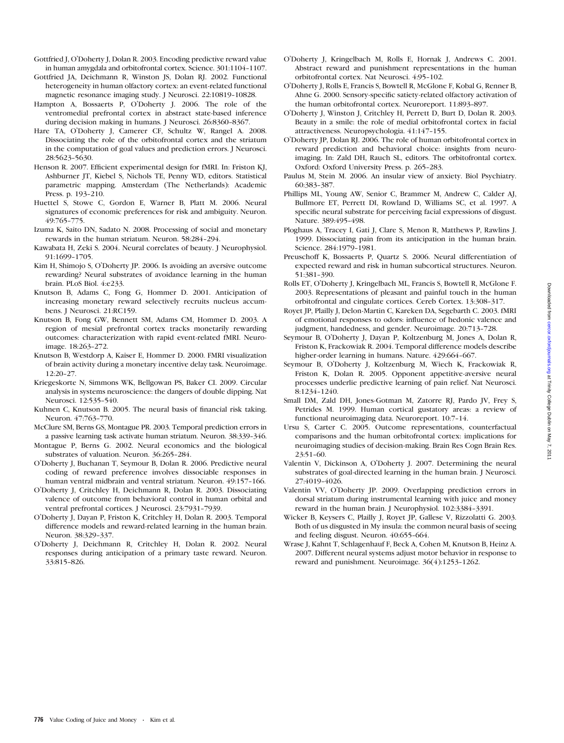Gottfried J, O'Doherty J, Dolan R. 2003. Encoding predictive reward value in human amygdala and orbitofrontal cortex. Science. 301:1104–1107.

Gottfried JA, Deichmann R, Winston JS, Dolan RJ. 2002. Functional heterogeneity in human olfactory cortex: an event-related functional magnetic resonance imaging study. J Neurosci. 22:10819–10828.

Hampton A, Bossaerts P, O'Doherty J. 2006. The role of the ventromedial prefrontal cortex in abstract state-based inference during decision making in humans. J Neurosci. 26:8360–8367.

Hare TA, O'Doherty J, Camerer CF, Schultz W, Rangel A. 2008. Dissociating the role of the orbitofrontal cortex and the striatum in the computation of goal values and prediction errors. J Neurosci. 28:5623–5630.

Henson R. 2007. Efficient experimental design for fMRI. In: Friston KJ, Ashburner JT, Kiebel S, Nichols TE, Penny WD, editors. Statistical parametric mapping. Amsterdam (The Netherlands): Academic Press. p. 193–210.

Huettel S, Stowe C, Gordon E, Warner B, Platt M. 2006. Neural signatures of economic preferences for risk and ambiguity. Neuron. 49:765–775.

Izuma K, Saito DN, Sadato N. 2008. Processing of social and monetary rewards in the human striatum. Neuron. 58:284–294.

Kawabata H, Zeki S. 2004. Neural correlates of beauty. J Neurophysiol. 91:1699–1705.

Kim H, Shimojo S, O'Doherty JP. 2006. Is avoiding an aversive outcome rewarding? Neural substrates of avoidance learning in the human brain. PLoS Biol. 4:e233.

Knutson B, Adams C, Fong G, Hommer D. 2001. Anticipation of increasing monetary reward selectively recruits nucleus accumbens. J Neurosci. 21:RC159.

Knutson B, Fong GW, Bennett SM, Adams CM, Hommer D. 2003. A region of mesial prefrontal cortex tracks monetarily rewarding outcomes: characterization with rapid event-related fMRI. Neuroimage. 18:263–272.

Knutson B, Westdorp A, Kaiser E, Hommer D. 2000. FMRI visualization of brain activity during a monetary incentive delay task. Neuroimage. 12:20–27.

Kriegeskorte N, Simmons WK, Bellgowan PS, Baker CI. 2009. Circular analysis in systems neuroscience: the dangers of double dipping. Nat Neurosci. 12:535–540.

Kuhnen C, Knutson B. 2005. The neural basis of financial risk taking. Neuron. 47:763–770.

McClure SM, Berns GS, Montague PR. 2003. Temporal prediction errors in a passive learning task activate human striatum. Neuron. 38:339–346.

Montague P, Berns G. 2002. Neural economics and the biological substrates of valuation. Neuron. 36:265–284.

O'Doherty J, Buchanan T, Seymour B, Dolan R. 2006. Predictive neural coding of reward preference involves dissociable responses in human ventral midbrain and ventral striatum. Neuron. 49:157–166.

O'Doherty J, Critchley H, Deichmann R, Dolan R. 2003. Dissociating valence of outcome from behavioral control in human orbital and ventral prefrontal cortices. J Neurosci. 23:7931–7939.

O'Doherty J, Dayan P, Friston K, Critchley H, Dolan R. 2003. Temporal difference models and reward-related learning in the human brain. Neuron. 38:329–337.

O'Doherty J, Deichmann R, Critchley H, Dolan R. 2002. Neural responses during anticipation of a primary taste reward. Neuron. 33:815–826.

O'Doherty J, Kringelbach M, Rolls E, Hornak J, Andrews C. 2001. Abstract reward and punishment representations in the human orbitofrontal cortex. Nat Neurosci. 4:95–102.

O'Doherty J, Rolls E, Francis S, Bowtell R, McGlone F, Kobal G, Renner B, Ahne G. 2000. Sensory-specific satiety-related olfactory activation of the human orbitofrontal cortex. Neuroreport. 11:893–897.

O'Doherty J, Winston J, Critchley H, Perrett D, Burt D, Dolan R. 2003. Beauty in a smile: the role of medial orbitofrontal cortex in facial attractiveness. Neuropsychologia. 41:147–155.

O'Doherty JP, Dolan RJ. 2006. The role of human orbitofrontal cortex in reward prediction and behavioral choice: insights from neuroimaging. In: Zald DH, Rauch SL, editors. The orbitofrontal cortex. Oxford: Oxford University Press. p. 265–283.

Paulus M, Stein M. 2006. An insular view of anxiety. Biol Psychiatry. 60:383–387.

Phillips ML, Young AW, Senior C, Brammer M, Andrew C, Calder AJ, Bullmore ET, Perrett DI, Rowland D, Williams SC, et al. 1997. A specific neural substrate for perceiving facial expressions of disgust. Nature. 389:495–498.

Ploghaus A, Tracey I, Gati J, Clare S, Menon R, Matthews P, Rawlins J. 1999. Dissociating pain from its anticipation in the human brain. Science. 284:1979–1981.

Preuschoff K, Bossaerts P, Quartz S. 2006. Neural differentiation of expected reward and risk in human subcortical structures. Neuron. 51:381–390.

Rolls ET, O'Doherty J, Kringelbach ML, Francis S, Bowtell R, McGlone F. 2003. Representations of pleasant and painful touch in the human orbitofrontal and cingulate cortices. Cereb Cortex. 13:308–317.

Royet JP, Plailly J, Delon-Martin C, Kareken DA, Segebarth C. 2003. fMRI of emotional responses to odors: influence of hedonic valence and judgment, handedness, and gender. Neuroimage. 20:713–728.

Seymour B, O'Doherty J, Dayan P, Koltzenburg M, Jones A, Dolan R, Friston K, Frackowiak R. 2004. Temporal difference models describe higher-order learning in humans. Nature. 429:664–667.

Seymour B, O'Doherty J, Koltzenburg M, Wiech K, Frackowiak R, Friston K, Dolan R. 2005. Opponent appetitive-aversive neural processes underlie predictive learning of pain relief. Nat Neurosci. 8:1234–1240.

Small DM, Zald DH, Jones-Gotman M, Zatorre RJ, Pardo JV, Frey S, Petrides M. 1999. Human cortical gustatory areas: a review of functional neuroimaging data. Neuroreport. 10:7–14.

Ursu S, Carter C. 2005. Outcome representations, counterfactual comparisons and the human orbitofrontal cortex: implications for neuroimaging studies of decision-making. Brain Res Cogn Brain Res. 23:51–60.

Valentin V, Dickinson A, O'Doherty J. 2007. Determining the neural substrates of goal-directed learning in the human brain. J Neurosci. 27:4019–4026.

Valentin VV, O'Doherty JP. 2009. Overlapping prediction errors in dorsal striatum during instrumental learning with juice and money reward in the human brain. J Neurophysiol. 102:3384–3391.

Wicker B, Keysers C, Plailly J, Royet JP, Gallese V, Rizzolatti G. 2003. Both of us disgusted in My insula: the common neural basis of seeing and feeling disgust. Neuron. 40:655–664.

Wrase J, Kahnt T, Schlagenhauf F, Beck A, Cohen M, Knutson B, Heinz A. 2007. Different neural systems adjust motor behavior in response to reward and punishment. Neuroimage. 36(4):1253–1262.